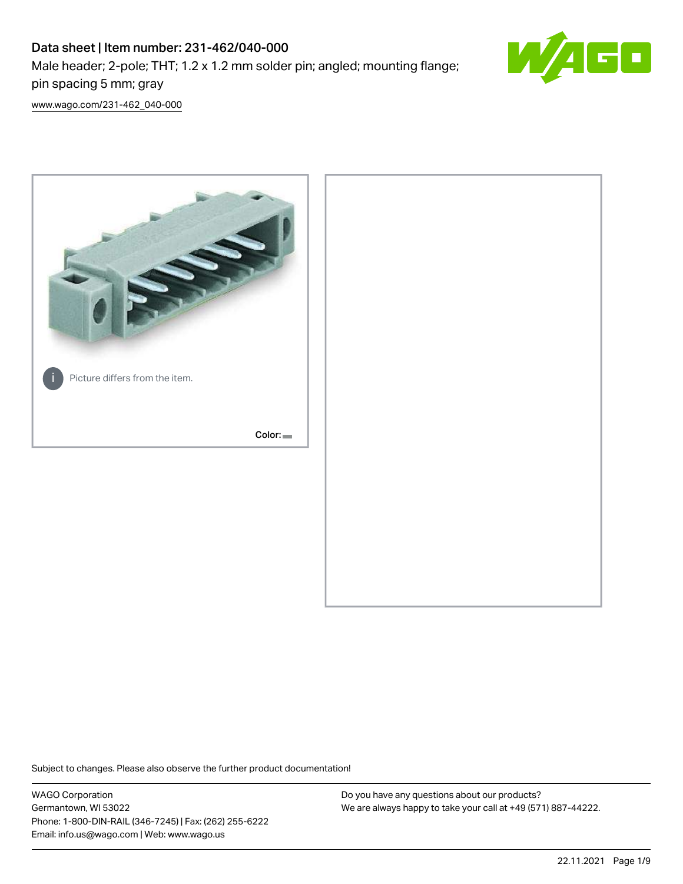# Data sheet | Item number: 231-462/040-000

Male header; 2-pole; THT; 1.2 x 1.2 mm solder pin; angled; mounting flange; pin spacing 5 mm; gray

www.wago.com/231-462_040-000

Picture differs from the item.

Color:

Subject to changes. Please also observe the further product documentation!

WAGO Corporation
Germantown, WI 53022
Phone: 1-800-DIN-RAIL (346-7245) | Fax: (262) 255-6222
Email: info.us@wago.com | Web: www.wago.us

Do you have any questions about our products?
We are always happy to take your call at +49 (571) 887-44222.

22.11.2021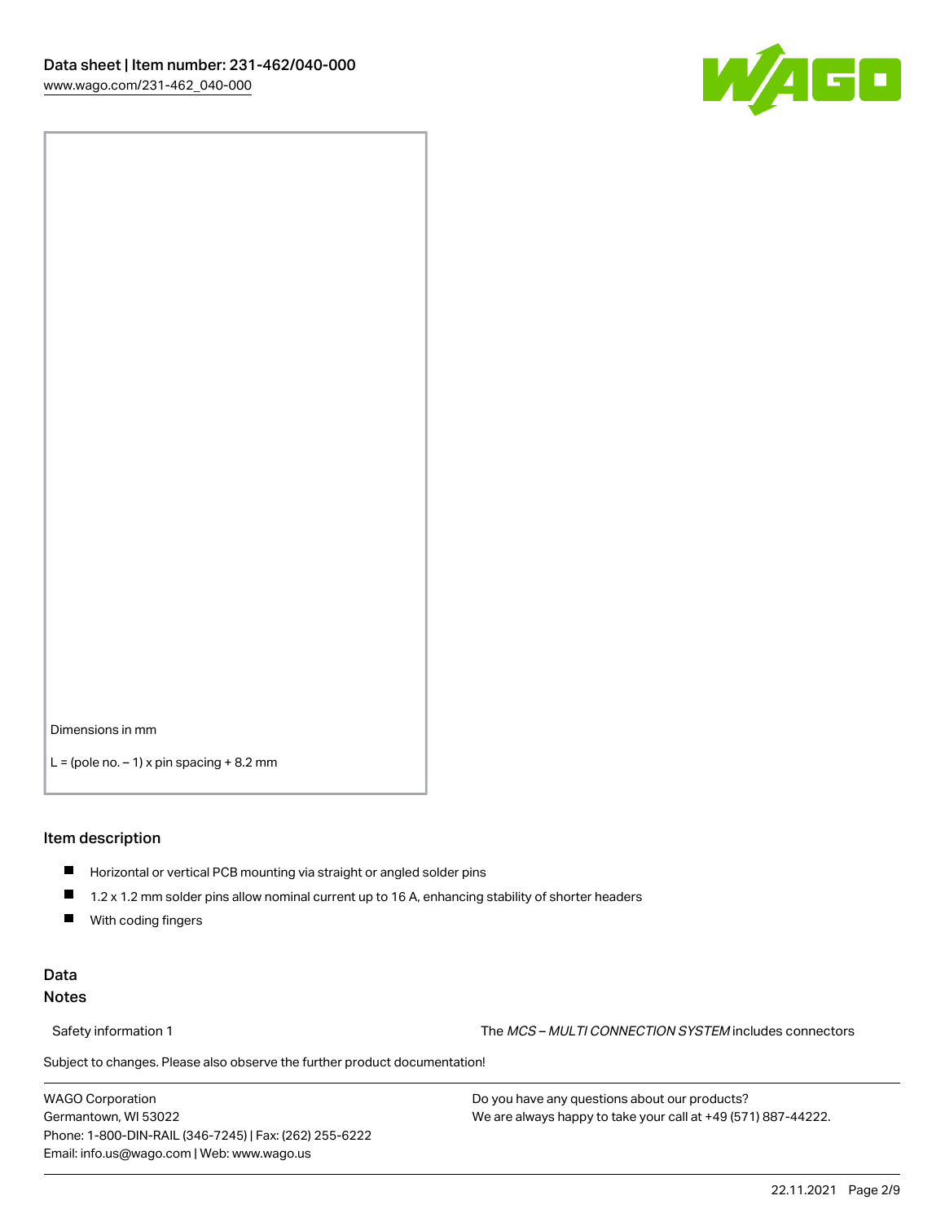Dimensions in mm

L = (pole no. – 1) x pin spacing + 8.2 mm

## Item description

- Horizontal or vertical PCB mounting via straight or angled solder pins
- 1.2 x 1.2 mm solder pins allow nominal current up to 16 A, enhancing stability of shorter headers
- With coding fingers

## Data

### Notes

Safety information 1 The *MCS – MULTI CONNECTION SYSTEM* includes connectors

Subject to changes. Please also observe the further product documentation!

WAGO Corporation
Germantown, WI 53022
Phone: 1-800-DIN-RAIL (346-7245) | Fax: (262) 255-6222
Email: info.us@wago.com | Web: www.wago.us

Do you have any questions about our products?
We are always happy to take your call at +49 (571) 887-44222.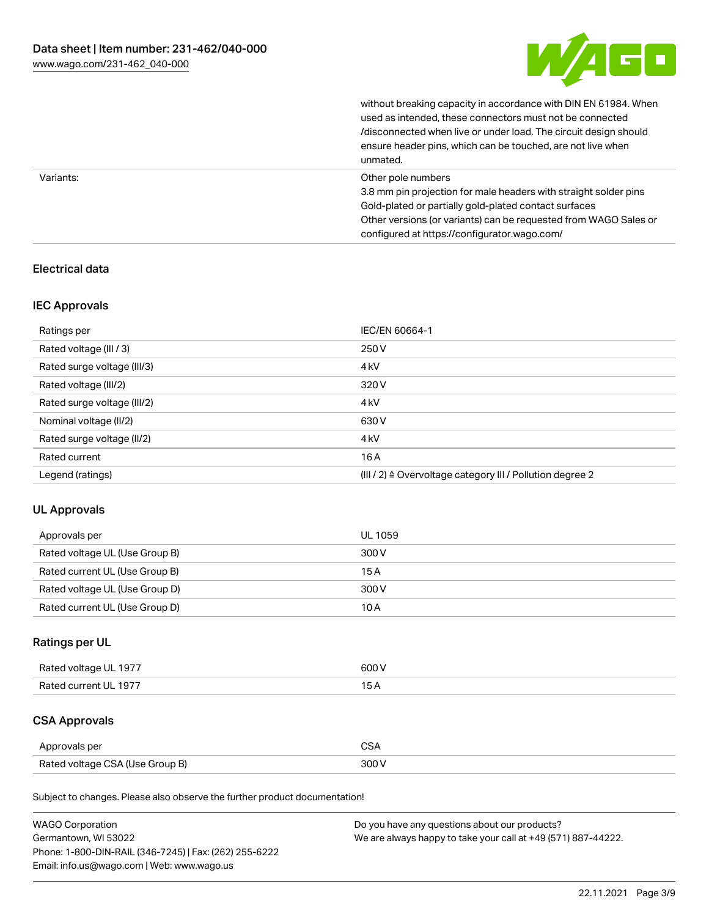| | |
|---|---|
| | without breaking capacity in accordance with DIN EN 61984. When used as intended, these connectors must not be connected /disconnected when live or under load. The circuit design should ensure header pins, which can be touched, are not live when unmated. |
| Variants: | Other pole numbers<br>3.8 mm pin projection for male headers with straight solder pins<br>Gold-plated or partially gold-plated contact surfaces<br>Other versions (or variants) can be requested from WAGO Sales or configured at https://configurator.wago.com/ |

## Electrical data

### IEC Approvals

| Ratings per | IEC/EN 60664-1 |
|---|---|
| Rated voltage (III / 3) | 250 V |
| Rated surge voltage (III/3) | 4 kV |
| Rated voltage (III/2) | 320 V |
| Rated surge voltage (III/2) | 4 kV |
| Nominal voltage (II/2) | 630 V |
| Rated surge voltage (II/2) | 4 kV |
| Rated current | 16 A |
| Legend (ratings) | (III / 2) ≙ Overvoltage category III / Pollution degree 2 |

### UL Approvals

| Approvals per | UL 1059 |
|---|---|
| Rated voltage UL (Use Group B) | 300 V |
| Rated current UL (Use Group B) | 15 A |
| Rated voltage UL (Use Group D) | 300 V |
| Rated current UL (Use Group D) | 10 A |

### Ratings per UL

| Rated voltage UL 1977 | 600 V |
|---|---|
| Rated current UL 1977 | 15 A |

### CSA Approvals

| Approvals per | CSA |
|---|---|
| Rated voltage CSA (Use Group B) | 300 V |

Subject to changes. Please also observe the further product documentation!

WAGO Corporation
Germantown, WI 53022
Phone: 1-800-DIN-RAIL (346-7245) | Fax: (262) 255-6222
Email: info.us@wago.com | Web: www.wago.us

Do you have any questions about our products?
We are always happy to take your call at +49 (571) 887-44222.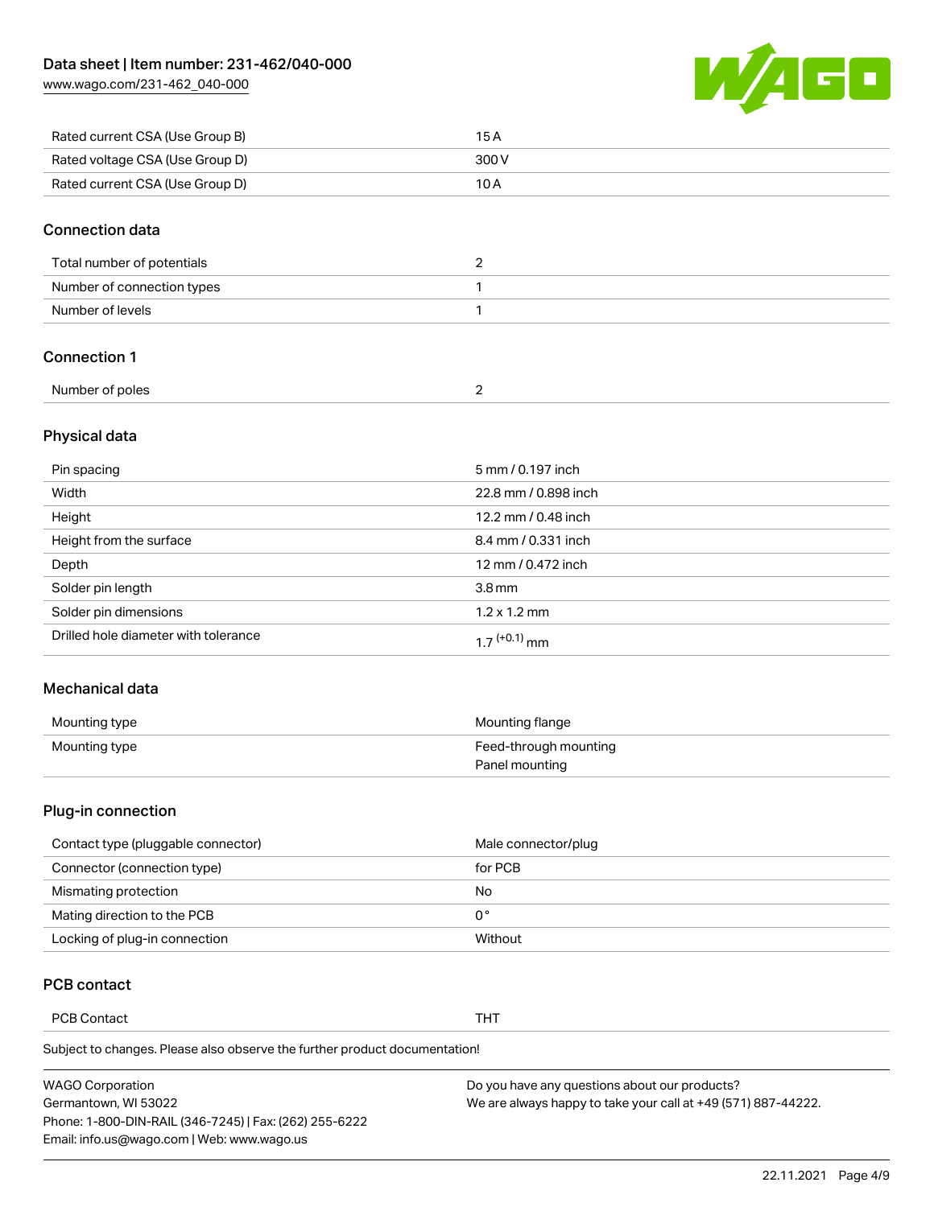| | |
|---|---|
| Rated current CSA (Use Group B) | 15 A |
| Rated voltage CSA (Use Group D) | 300 V |
| Rated current CSA (Use Group D) | 10 A |

## Connection data

| | |
|---|---|
| Total number of potentials | 2 |
| Number of connection types | 1 |
| Number of levels | 1 |

## Connection 1

| | |
|---|---|
| Number of poles | 2 |

## Physical data

| | |
|---|---|
| Pin spacing | 5 mm / 0.197 inch |
| Width | 22.8 mm / 0.898 inch |
| Height | 12.2 mm / 0.48 inch |
| Height from the surface | 8.4 mm / 0.331 inch |
| Depth | 12 mm / 0.472 inch |
| Solder pin length | 3.8 mm |
| Solder pin dimensions | 1.2 x 1.2 mm |
| Drilled hole diameter with tolerance | $1.7^{(+0.1)}$ mm |

## Mechanical data

| | |
|---|---|
| Mounting type | Mounting flange |
| Mounting type | Feed-through mounting<br>Panel mounting |

## Plug-in connection

| | |
|---|---|
| Contact type (pluggable connector) | Male connector/plug |
| Connector (connection type) | for PCB |
| Mismating protection | No |
| Mating direction to the PCB | 0 ° |
| Locking of plug-in connection | Without |

## PCB contact

| | |
|---|---|
| PCB Contact | THT |

Subject to changes. Please also observe the further product documentation!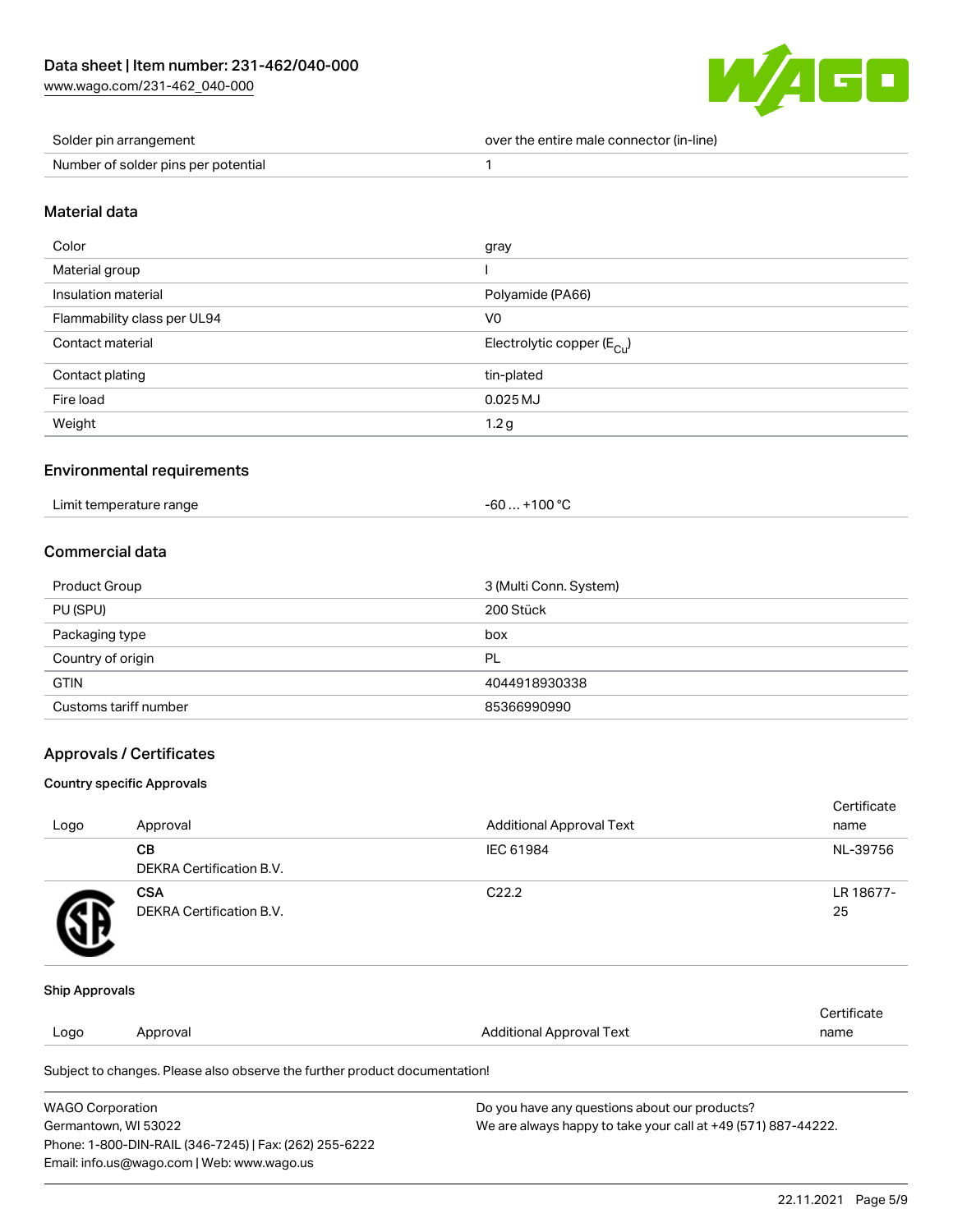| Solder pin arrangement | over the entire male connector (in-line) |
| --- | --- |
| Number of solder pins per potential | 1 |

## Material data

| Color | gray |
| --- | --- |
| Material group | I |
| Insulation material | Polyamide (PA66) |
| Flammability class per UL94 | V0 |
| Contact material | Electrolytic copper ($E_{Cu}$) |
| Contact plating | tin-plated |
| Fire load | 0.025 MJ |
| Weight | 1.2 g |

## Environmental requirements

| Limit temperature range | -60 … +100 °C |
| --- | --- |

## Commercial data

| Product Group | 3 (Multi Conn. System) |
| --- | --- |
| PU (SPU) | 200 Stück |
| Packaging type | box |
| Country of origin | PL |
| GTIN | 4044918930338 |
| Customs tariff number | 85366990990 |

## Approvals / Certificates

### Country specific Approvals

| Logo | Approval | Additional Approval Text | Certificate name |
| --- | --- | --- | --- |
| | **CB** DEKRA Certification B.V. | IEC 61984 | NL-39756 |
| | **CSA** DEKRA Certification B.V. | C22.2 | LR 18677-25 |

### Ship Approvals

| Logo | Approval | Additional Approval Text | Certificate name |
| --- | --- | --- | --- |

Subject to changes. Please also observe the further product documentation!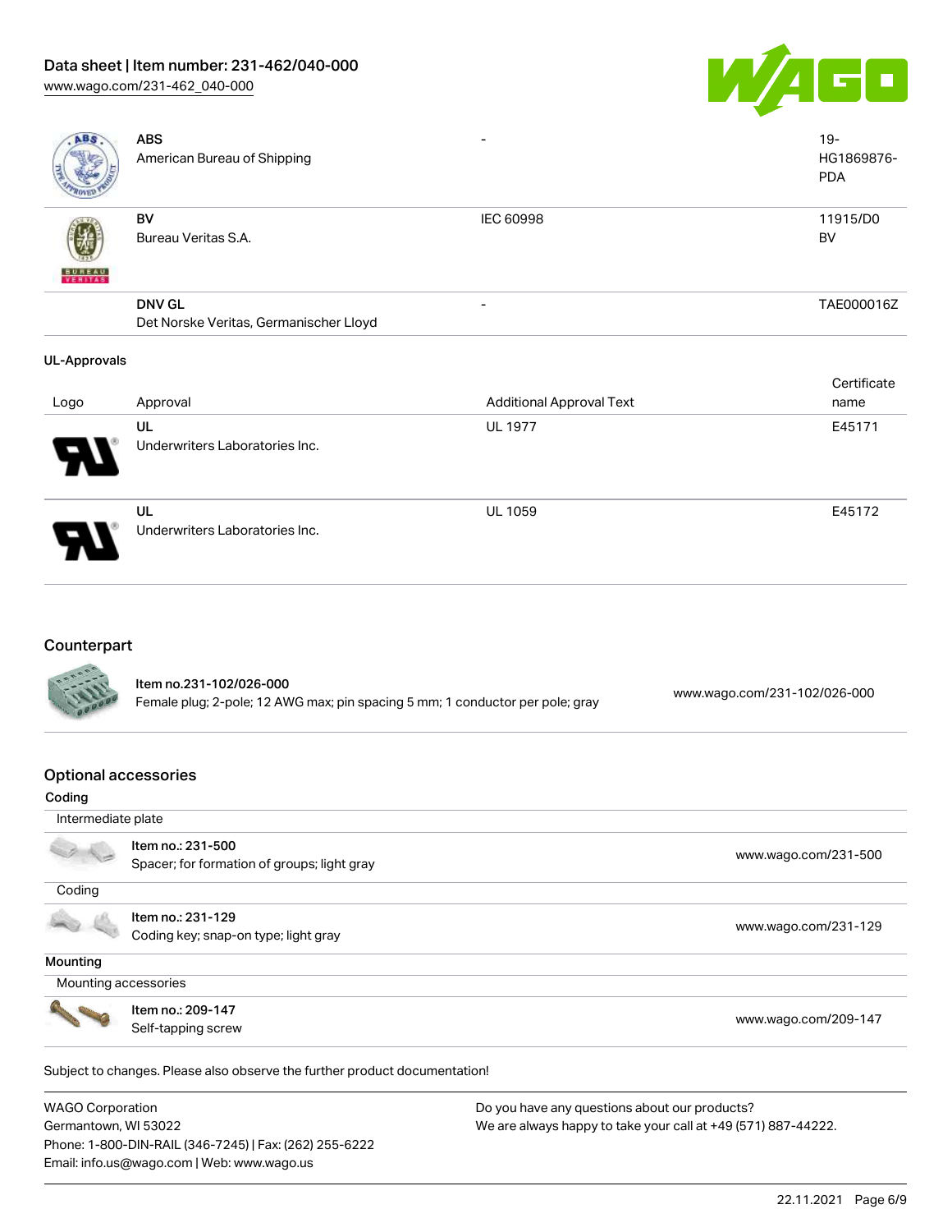| | | | |
|---|---|---|---|
| | **ABS**<br>American Bureau of Shipping | - | 19-HG1869876-PDA |
| | **BV**<br>Bureau Veritas S.A. | IEC 60998 | 11915/D0 BV |
| | **DNV GL**<br>Det Norske Veritas, Germanischer Lloyd | - | TAE000016Z |

### UL-Approvals

| Logo | Approval | Additional Approval Text | Certificate name |
|---|---|---|---|
| | **UL**<br>Underwriters Laboratories Inc. | UL 1977 | E45171 |
| | **UL**<br>Underwriters Laboratories Inc. | UL 1059 | E45172 |

## Counterpart

| | | |
|---|---|---|
| | Item no.231-102/026-000<br>Female plug; 2-pole; 12 AWG max; pin spacing 5 mm; 1 conductor per pole; gray | www.wago.com/231-102/026-000 |

## Optional accessories

**Coding**

Intermediate plate

| | | |
|---|---|---|
| | Item no.: 231-500<br>Spacer; for formation of groups; light gray | www.wago.com/231-500 |

Coding

| | | |
|---|---|---|
| | Item no.: 231-129<br>Coding key; snap-on type; light gray | www.wago.com/231-129 |

**Mounting**

Mounting accessories

| | | |
|---|---|---|
| | Item no.: 209-147<br>Self-tapping screw | www.wago.com/209-147 |

Subject to changes. Please also observe the further product documentation!

WAGO Corporation
Germantown, WI 53022
Phone: 1-800-DIN-RAIL (346-7245) | Fax: (262) 255-6222
Email: info.us@wago.com | Web: www.wago.us

Do you have any questions about our products?
We are always happy to take your call at +49 (571) 887-44222.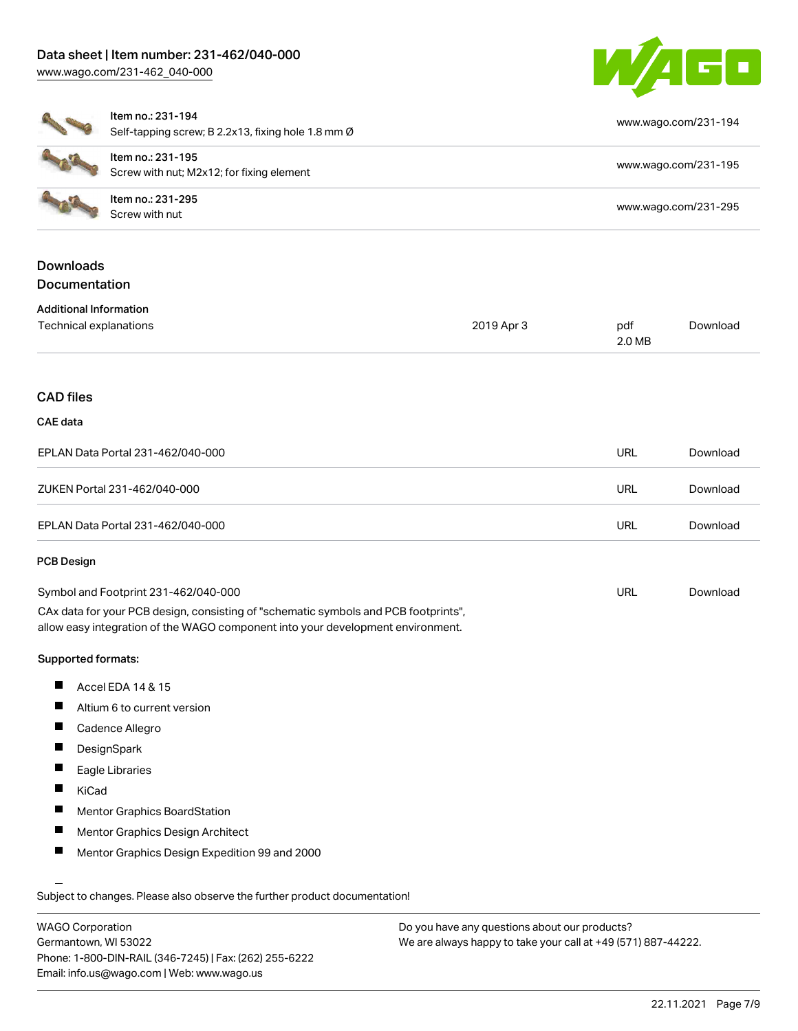| Item no. | Description | URL |
| --- | --- | --- |
| Item no.: 231-194 | Self-tapping screw; B 2.2x13, fixing hole 1.8 mm Ø | www.wago.com/231-194 |
| Item no.: 231-195 | Screw with nut; M2x12; for fixing element | www.wago.com/231-195 |
| Item no.: 231-295 | Screw with nut | www.wago.com/231-295 |

## Downloads

### Documentation

**Additional Information**

| | | | |
| --- | --- | --- | --- |
| Technical explanations | 2019 Apr 3 | pdf 2.0 MB | Download |

### CAD files

**CAE data**

| | | |
| --- | --- | --- |
| EPLAN Data Portal 231-462/040-000 | URL | Download |
| ZUKEN Portal 231-462/040-000 | URL | Download |
| EPLAN Data Portal 231-462/040-000 | URL | Download |

**PCB Design**

| | | |
| --- | --- | --- |
| Symbol and Footprint 231-462/040-000 | URL | Download |

CAx data for your PCB design, consisting of "schematic symbols and PCB footprints", allow easy integration of the WAGO component into your development environment.

**Supported formats:**

- Accel EDA 14 & 15
- Altium 6 to current version
- Cadence Allegro
- DesignSpark
- Eagle Libraries
- KiCad
- Mentor Graphics BoardStation
- Mentor Graphics Design Architect
- Mentor Graphics Design Expedition 99 and 2000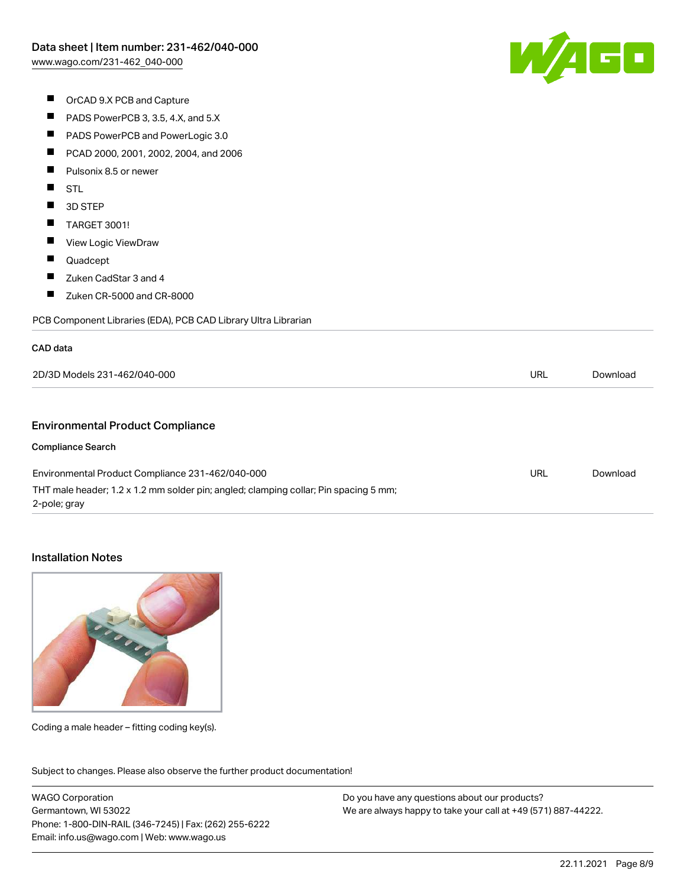- OrCAD 9.X PCB and Capture
- PADS PowerPCB 3, 3.5, 4.X, and 5.X
- PADS PowerPCB and PowerLogic 3.0
- PCAD 2000, 2001, 2002, 2004, and 2006
- Pulsonix 8.5 or newer
- STL
- 3D STEP
- TARGET 3001!
- View Logic ViewDraw
- Quadcept
- Zuken CadStar 3 and 4
- Zuken CR-5000 and CR-8000

PCB Component Libraries (EDA), PCB CAD Library Ultra Librarian

#### CAD data

| | | |
|---|---|---|
| 2D/3D Models 231-462/040-000 | URL | Download |

## Environmental Product Compliance

#### Compliance Search

| | | |
|---|---|---|
| Environmental Product Compliance 231-462/040-000<br>THT male header; 1.2 x 1.2 mm solder pin; angled; clamping collar; Pin spacing 5 mm; 2-pole; gray | URL | Download |

## Installation Notes

Coding a male header – fitting coding key(s).

Subject to changes. Please also observe the further product documentation!

WAGO Corporation
Germantown, WI 53022
Phone: 1-800-DIN-RAIL (346-7245) | Fax: (262) 255-6222
Email: info.us@wago.com | Web: www.wago.us

Do you have any questions about our products?
We are always happy to take your call at +49 (571) 887-44222.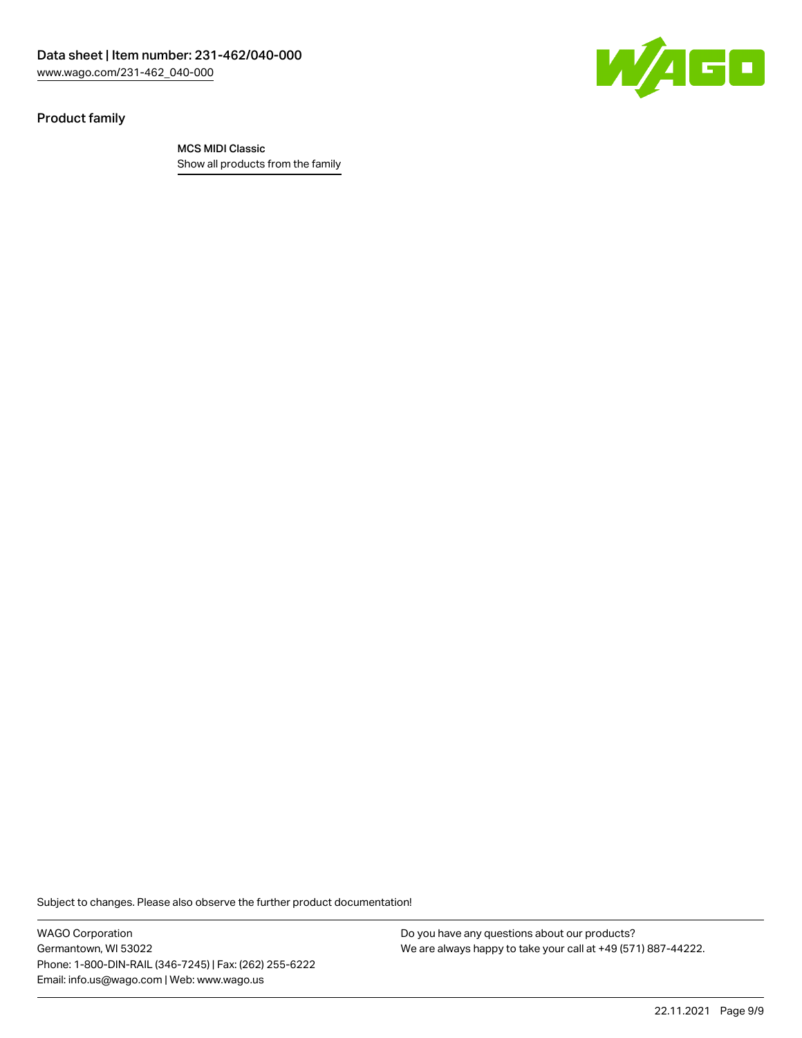## Product family

MCS MIDI Classic
Show all products from the family

Subject to changes. Please also observe the further product documentation!

WAGO Corporation
Germantown, WI 53022
Phone: 1-800-DIN-RAIL (346-7245) | Fax: (262) 255-6222
Email: info.us@wago.com | Web: www.wago.us

Do you have any questions about our products?
We are always happy to take your call at +49 (571) 887-44222.